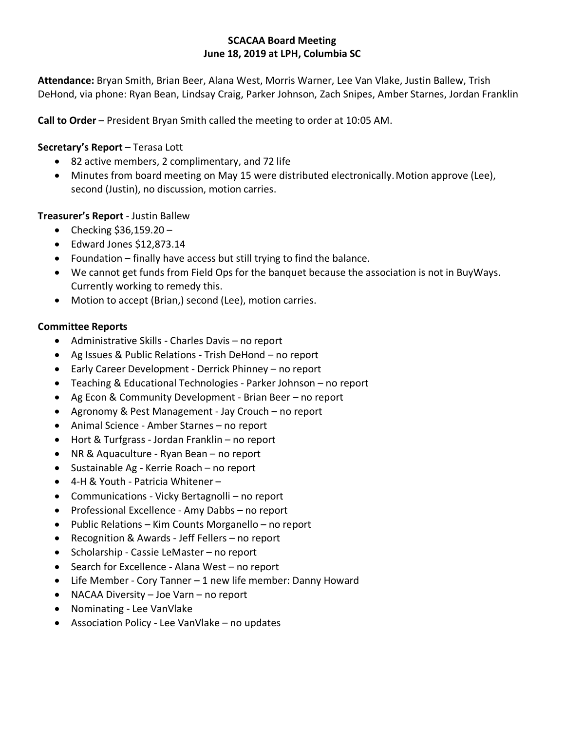# SCACAA Board Meeting
## June 18, 2019 at LPH, Columbia SC

**Attendance:** Bryan Smith, Brian Beer, Alana West, Morris Warner, Lee Van Vlake, Justin Ballew, Trish DeHond, via phone: Ryan Bean, Lindsay Craig, Parker Johnson, Zach Snipes, Amber Starnes, Jordan Franklin

**Call to Order** – President Bryan Smith called the meeting to order at 10:05 AM.

**Secretary's Report** – Terasa Lott

- 82 active members, 2 complimentary, and 72 life
- Minutes from board meeting on May 15 were distributed electronically. Motion approve (Lee), second (Justin), no discussion, motion carries.

**Treasurer's Report** - Justin Ballew

- Checking $36,159.20 –
- Edward Jones $12,873.14
- Foundation – finally have access but still trying to find the balance.
- We cannot get funds from Field Ops for the banquet because the association is not in BuyWays. Currently working to remedy this.
- Motion to accept (Brian,) second (Lee), motion carries.

**Committee Reports**

- Administrative Skills - Charles Davis – no report
- Ag Issues & Public Relations - Trish DeHond – no report
- Early Career Development - Derrick Phinney – no report
- Teaching & Educational Technologies - Parker Johnson – no report
- Ag Econ & Community Development - Brian Beer – no report
- Agronomy & Pest Management - Jay Crouch – no report
- Animal Science - Amber Starnes – no report
- Hort & Turfgrass - Jordan Franklin – no report
- NR & Aquaculture - Ryan Bean – no report
- Sustainable Ag - Kerrie Roach – no report
- 4-H & Youth - Patricia Whitener –
- Communications - Vicky Bertagnolli – no report
- Professional Excellence - Amy Dabbs – no report
- Public Relations – Kim Counts Morganello – no report
- Recognition & Awards - Jeff Fellers – no report
- Scholarship - Cassie LeMaster – no report
- Search for Excellence - Alana West – no report
- Life Member - Cory Tanner – 1 new life member: Danny Howard
- NACAA Diversity – Joe Varn – no report
- Nominating - Lee VanVlake
- Association Policy - Lee VanVlake – no updates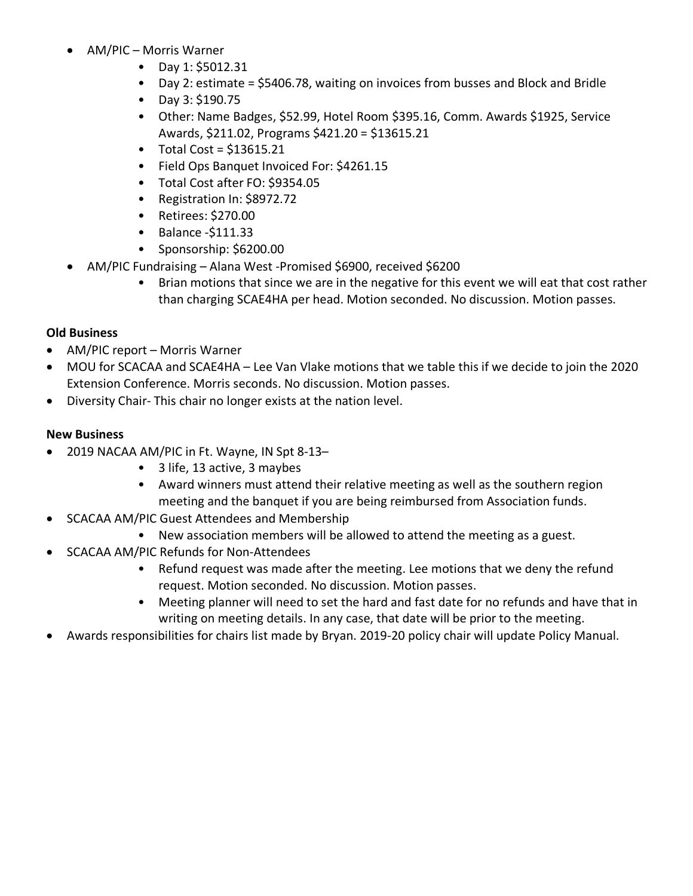- AM/PIC – Morris Warner
  - Day 1: $5012.31
  - Day 2: estimate = $5406.78, waiting on invoices from busses and Block and Bridle
  - Day 3: $190.75
  - Other: Name Badges, $52.99, Hotel Room $395.16, Comm. Awards $1925, Service Awards, $211.02, Programs $421.20 = $13615.21
  - Total Cost = $13615.21
  - Field Ops Banquet Invoiced For: $4261.15
  - Total Cost after FO: $9354.05
  - Registration In: $8972.72
  - Retirees: $270.00
  - Balance -$111.33
  - Sponsorship: $6200.00
- AM/PIC Fundraising – Alana West -Promised $6900, received $6200
  - Brian motions that since we are in the negative for this event we will eat that cost rather than charging SCAE4HA per head. Motion seconded. No discussion. Motion passes.

**Old Business**

- AM/PIC report – Morris Warner
- MOU for SCACAA and SCAE4HA – Lee Van Vlake motions that we table this if we decide to join the 2020 Extension Conference. Morris seconds. No discussion. Motion passes.
- Diversity Chair- This chair no longer exists at the nation level.

**New Business**

- 2019 NACAA AM/PIC in Ft. Wayne, IN Spt 8-13–
  - 3 life, 13 active, 3 maybes
  - Award winners must attend their relative meeting as well as the southern region meeting and the banquet if you are being reimbursed from Association funds.
- SCACAA AM/PIC Guest Attendees and Membership
  - New association members will be allowed to attend the meeting as a guest.
- SCACAA AM/PIC Refunds for Non-Attendees
  - Refund request was made after the meeting. Lee motions that we deny the refund request. Motion seconded. No discussion. Motion passes.
  - Meeting planner will need to set the hard and fast date for no refunds and have that in writing on meeting details. In any case, that date will be prior to the meeting.
- Awards responsibilities for chairs list made by Bryan. 2019-20 policy chair will update Policy Manual.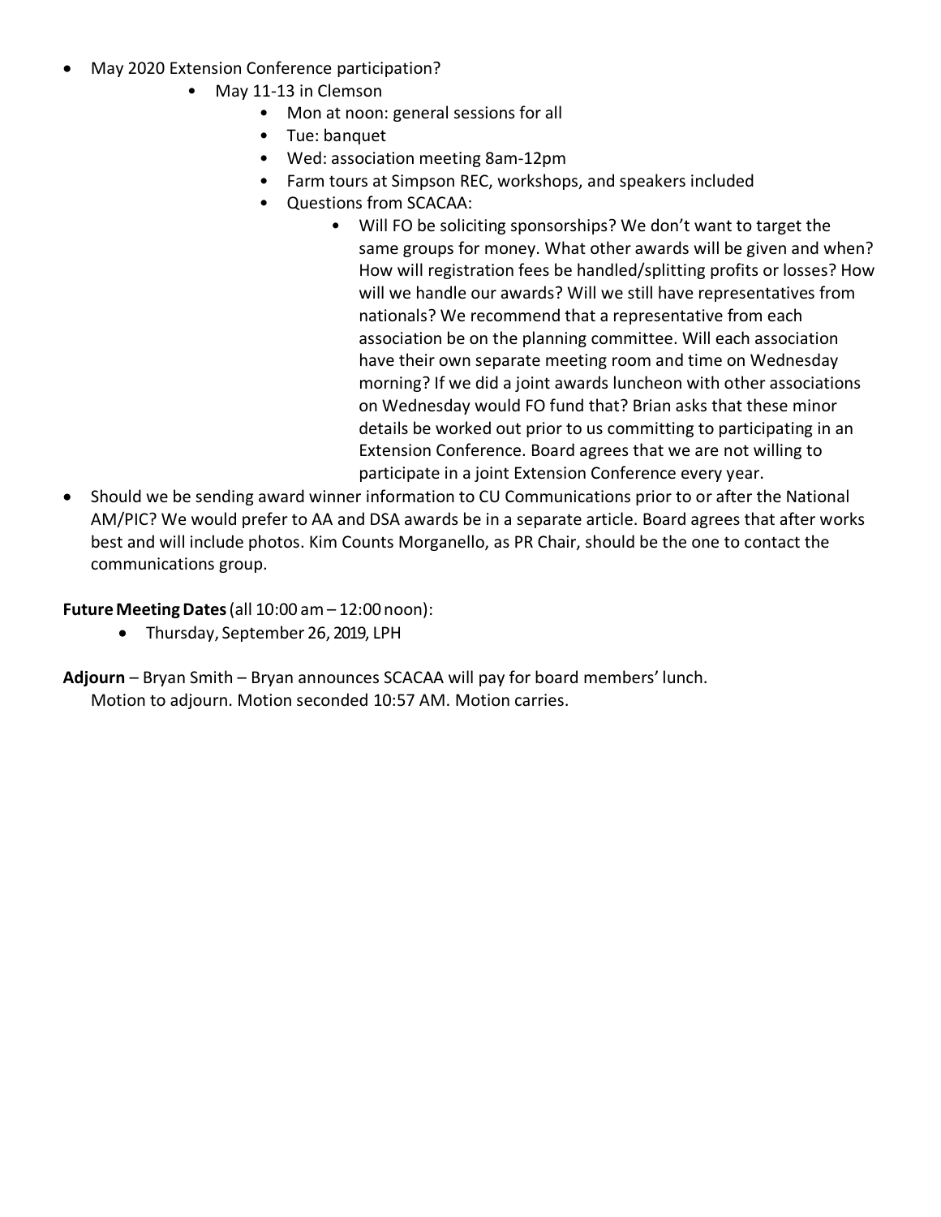- May 2020 Extension Conference participation?
  - May 11-13 in Clemson
    - Mon at noon: general sessions for all
    - Tue: banquet
    - Wed: association meeting 8am-12pm
    - Farm tours at Simpson REC, workshops, and speakers included
    - Questions from SCACAA:
      - Will FO be soliciting sponsorships? We don't want to target the same groups for money. What other awards will be given and when? How will registration fees be handled/splitting profits or losses? How will we handle our awards? Will we still have representatives from nationals? We recommend that a representative from each association be on the planning committee. Will each association have their own separate meeting room and time on Wednesday morning? If we did a joint awards luncheon with other associations on Wednesday would FO fund that? Brian asks that these minor details be worked out prior to us committing to participating in an Extension Conference. Board agrees that we are not willing to participate in a joint Extension Conference every year.
- Should we be sending award winner information to CU Communications prior to or after the National AM/PIC? We would prefer to AA and DSA awards be in a separate article. Board agrees that after works best and will include photos. Kim Counts Morganello, as PR Chair, should be the one to contact the communications group.

**Future Meeting Dates** (all 10:00 am – 12:00 noon):

- Thursday, September 26, 2019, LPH

**Adjourn** – Bryan Smith – Bryan announces SCACAA will pay for board members' lunch.
Motion to adjourn. Motion seconded 10:57 AM. Motion carries.